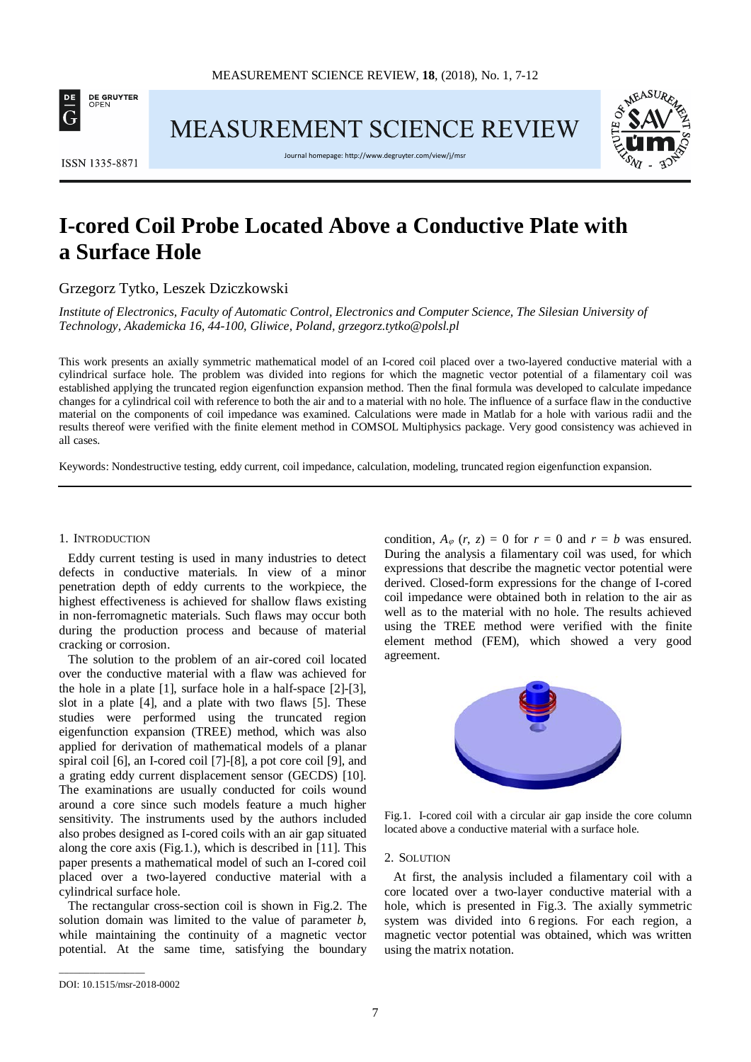# I-cored Coil Probe Located Above a Conductive Plate with a Surface Hole

Grzegorz Tytko, Leszek Dziczkowski

*Institute of Electronics, Faculty of Automatic Control, Electronics and Computer Science, The Silesian University of Technology, Akademicka 16, 44-100, Gliwice, Poland, grzegorz.tytko@polsl.pl*

This work presents an axially symmetric mathematical model of an I-cored coil placed over a two-layered conductive material with a cylindrical surface hole. The problem was divided into regions for which the magnetic vector potential of a filamentary coil was established applying the truncated region eigenfunction expansion method. Then the final formula was developed to calculate impedance changes for a cylindrical coil with reference to both the air and to a material with no hole. The influence of a surface flaw in the conductive material on the components of coil impedance was examined. Calculations were made in Matlab for a hole with various radii and the results thereof were verified with the finite element method in COMSOL Multiphysics package. Very good consistency was achieved in all cases.

Keywords: Nondestructive testing, eddy current, coil impedance, calculation, modeling, truncated region eigenfunction expansion.

## 1. Introduction

Eddy current testing is used in many industries to detect defects in conductive materials. In view of a minor penetration depth of eddy currents to the workpiece, the highest effectiveness is achieved for shallow flaws existing in non-ferromagnetic materials. Such flaws may occur both during the production process and because of material cracking or corrosion.

The solution to the problem of an air-cored coil located over the conductive material with a flaw was achieved for the hole in a plate [1], surface hole in a half-space [2]-[3], slot in a plate [4], and a plate with two flaws [5]. These studies were performed using the truncated region eigenfunction expansion (TREE) method, which was also applied for derivation of mathematical models of a planar spiral coil [6], an I-cored coil [7]-[8], a pot core coil [9], and a grating eddy current displacement sensor (GECDS) [10]. The examinations are usually conducted for coils wound around a core since such models feature a much higher sensitivity. The instruments used by the authors included also probes designed as I-cored coils with an air gap situated along the core axis (Fig.1.), which is described in [11]. This paper presents a mathematical model of such an I-cored coil placed over a two-layered conductive material with a cylindrical surface hole.

The rectangular cross-section coil is shown in Fig.2. The solution domain was limited to the value of parameter $b$, while maintaining the continuity of a magnetic vector potential. At the same time, satisfying the boundary condition, $A_\varphi(r, z) = 0$ for $r = 0$ and $r = b$ was ensured. During the analysis a filamentary coil was used, for which expressions that describe the magnetic vector potential were derived. Closed-form expressions for the change of I-cored coil impedance were obtained both in relation to the air as well as to the material with no hole. The results achieved using the TREE method were verified with the finite element method (FEM), which showed a very good agreement.

Fig.1. I-cored coil with a circular air gap inside the core column located above a conductive material with a surface hole.

## 2. Solution

At first, the analysis included a filamentary coil with a core located over a two-layer conductive material with a hole, which is presented in Fig.3. The axially symmetric system was divided into 6 regions. For each region, a magnetic vector potential was obtained, which was written using the matrix notation.

DOI: 10.1515/msr-2018-0002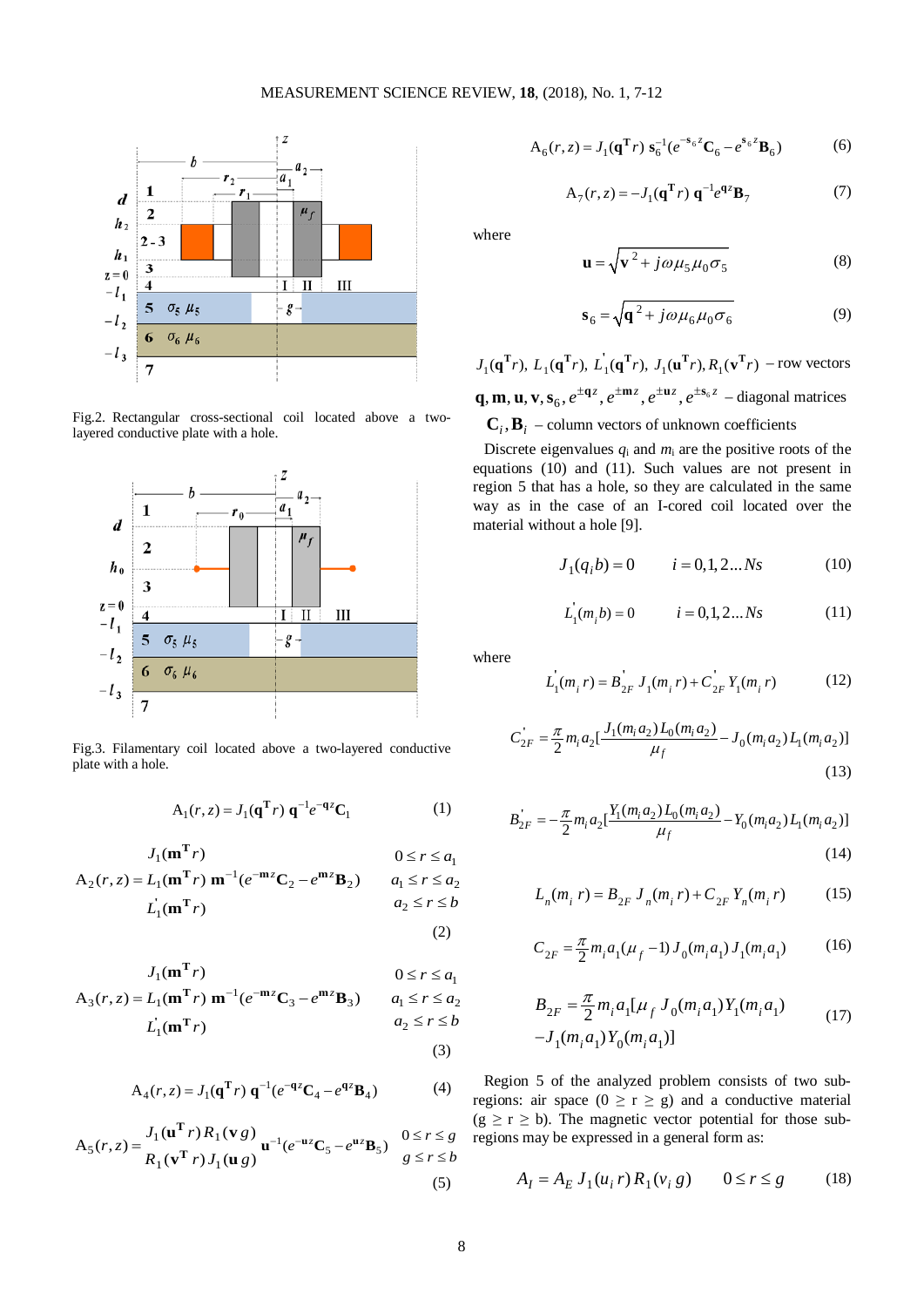Fig.2. Rectangular cross-sectional coil located above a two-layered conductive plate with a hole.

Fig.3. Filamentary coil located above a two-layered conductive plate with a hole.

$$A_1(r,z) = J_1(\mathbf{q}^{\mathbf{T}} r)\, \mathbf{q}^{-1} e^{-\mathbf{q}z} \mathbf{C}_1 \tag{1}$$

$$A_2(r,z) = \begin{matrix} J_1(\mathbf{m}^{\mathbf{T}} r) \\ L_1(\mathbf{m}^{\mathbf{T}} r) \\ L_1^{'}(\mathbf{m}^{\mathbf{T}} r) \end{matrix} \mathbf{m}^{-1}(e^{-\mathbf{m}z}\mathbf{C}_2 - e^{\mathbf{m}z}\mathbf{B}_2) \quad \begin{matrix} 0 \le r \le a_1 \\ a_1 \le r \le a_2 \\ a_2 \le r \le b \end{matrix} \tag{2}$$

$$A_3(r,z) = \begin{matrix} J_1(\mathbf{m}^{\mathbf{T}} r) \\ L_1(\mathbf{m}^{\mathbf{T}} r) \\ L_1^{'}(\mathbf{m}^{\mathbf{T}} r) \end{matrix} \mathbf{m}^{-1}(e^{-\mathbf{m}z}\mathbf{C}_3 - e^{\mathbf{m}z}\mathbf{B}_3) \quad \begin{matrix} 0 \le r \le a_1 \\ a_1 \le r \le a_2 \\ a_2 \le r \le b \end{matrix} \tag{3}$$

$$A_4(r,z) = J_1(\mathbf{q}^{\mathbf{T}} r)\, \mathbf{q}^{-1}(e^{-\mathbf{q}z}\mathbf{C}_4 - e^{\mathbf{q}z}\mathbf{B}_4) \tag{4}$$

$$A_5(r,z) = \begin{matrix} J_1(\mathbf{u}^{\mathbf{T}} r) R_1(\mathbf{v}\, g) \\ R_1(\mathbf{v}^{\mathbf{T}} r) J_1(\mathbf{u}\, g) \end{matrix} \mathbf{u}^{-1}(e^{-\mathbf{u}z}\mathbf{C}_5 - e^{\mathbf{u}z}\mathbf{B}_5) \quad \begin{matrix} 0 \le r \le g \\ g \le r \le b \end{matrix} \tag{5}$$

$$A_6(r,z) = J_1(\mathbf{q}^{\mathbf{T}} r)\, \mathbf{s}_6^{-1}(e^{-\mathbf{s}_6 z}\mathbf{C}_6 - e^{\mathbf{s}_6 z}\mathbf{B}_6) \tag{6}$$

$$A_7(r,z) = -J_1(\mathbf{q}^{\mathbf{T}} r)\, \mathbf{q}^{-1} e^{\mathbf{q}z} \mathbf{B}_7 \tag{7}$$

where

$$\mathbf{u} = \sqrt{\mathbf{v}^2 + j\omega\mu_5\mu_0\sigma_5} \tag{8}$$

$$\mathbf{s}_6 = \sqrt{\mathbf{q}^2 + j\omega\mu_6\mu_0\sigma_6} \tag{9}$$

$J_1(\mathbf{q}^{\mathbf{T}} r)$, $L_1(\mathbf{q}^{\mathbf{T}} r)$, $L_1^{'}(\mathbf{q}^{\mathbf{T}} r)$, $J_1(\mathbf{u}^{\mathbf{T}} r), R_1(\mathbf{v}^{\mathbf{T}} r)$ – row vectors

$\mathbf{q}, \mathbf{m}, \mathbf{u}, \mathbf{v}, \mathbf{s}_6, e^{\pm\mathbf{q}z}, e^{\pm\mathbf{m}z}, e^{\pm\mathbf{u}z}, e^{\pm\mathbf{s}_6 z}$ – diagonal matrices

$\mathbf{C}_i, \mathbf{B}_i$ – column vectors of unknown coefficients

Discrete eigenvalues $q_i$ and $m_i$ are the positive roots of the equations (10) and (11). Such values are not present in region 5 that has a hole, so they are calculated in the same way as in the case of an I-cored coil located over the material without a hole [9].

$$J_1(q_i b) = 0 \qquad i = 0,1,2 \ldots Ns \tag{10}$$

$$L_1^{'}(m_i b) = 0 \qquad i = 0,1,2 \ldots Ns \tag{11}$$

where

$$L_1^{'}(m_i\, r) = B_{2F}^{'}\, J_1(m_i\, r) + C_{2F}^{'}\, Y_1(m_i\, r) \tag{12}$$

$$C_{2F}^{'} = \frac{\pi}{2} m_i a_2 \left[\frac{J_1(m_i a_2) L_0(m_i a_2)}{\mu_f} - J_0(m_i a_2) L_1(m_i a_2)\right] \tag{13}$$

$$B_{2F}^{'} = -\frac{\pi}{2} m_i a_2 \left[\frac{Y_1(m_i a_2) L_0(m_i a_2)}{\mu_f} - Y_0(m_i a_2) L_1(m_i a_2)\right] \tag{14}$$

$$L_n(m_i\, r) = B_{2F}\, J_n(m_i\, r) + C_{2F}\, Y_n(m_i\, r) \tag{15}$$

$$C_{2F} = \frac{\pi}{2} m_i a_1 (\mu_f - 1) J_0(m_i a_1) J_1(m_i a_1) \tag{16}$$

$$B_{2F} = \frac{\pi}{2} m_i a_1 [\mu_f\, J_0(m_i a_1) Y_1(m_i a_1) - J_1(m_i a_1) Y_0(m_i a_1)] \tag{17}$$

Region 5 of the analyzed problem consists of two sub-regions: air space ($0 \ge r \ge g$) and a conductive material ($g \ge r \ge b$). The magnetic vector potential for those sub-regions may be expressed in a general form as:

$$A_I = A_E\, J_1(u_i\, r) R_1(v_i\, g) \qquad 0 \le r \le g \tag{18}$$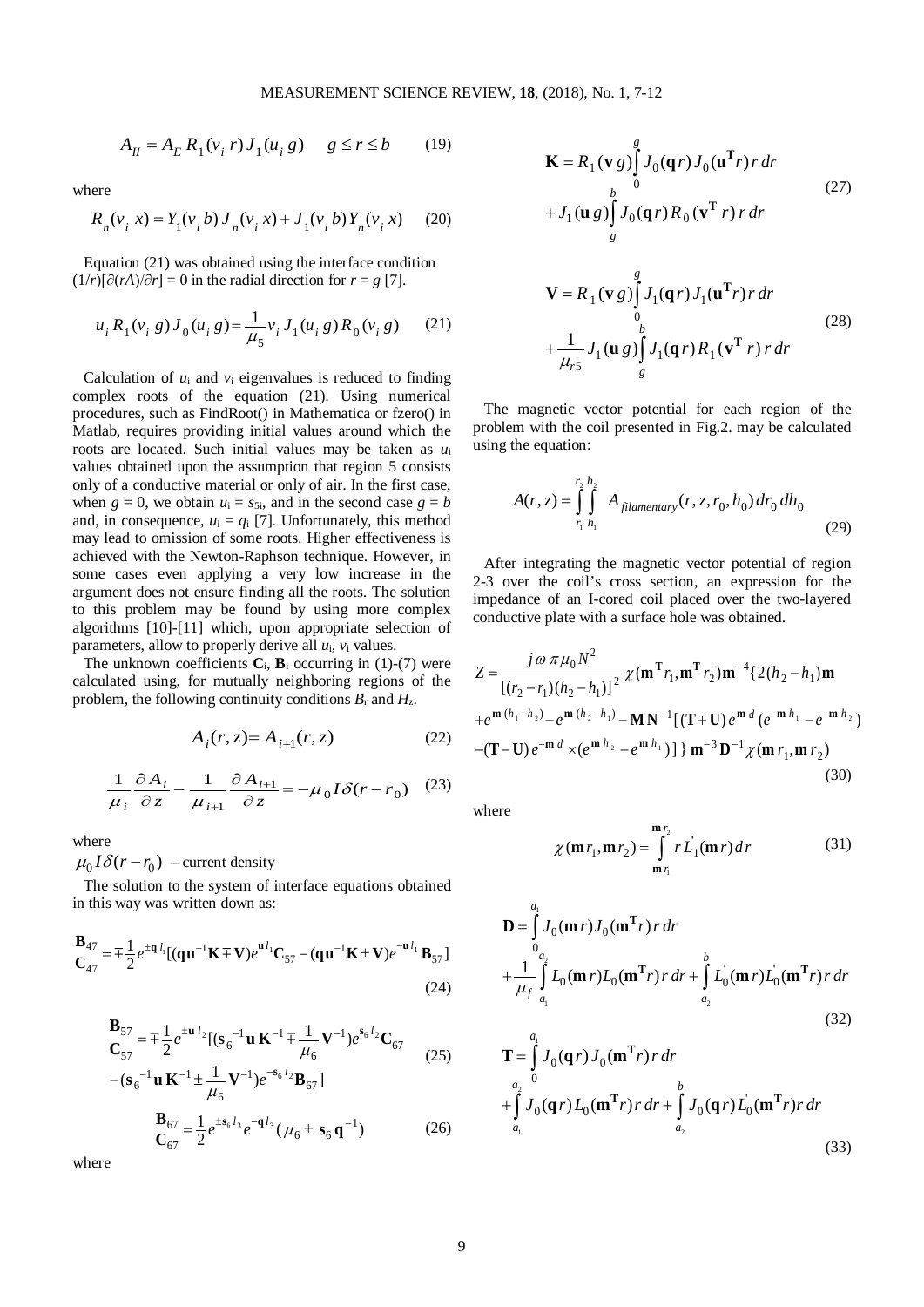$$A_{II} = A_E\, R_1(v_i\, r)\, J_1(u_i\, g) \qquad g \le r \le b \tag{19}$$

where

$$R_n(v_i\; x) = Y_1(v_i\, b)\, J_n(v_i\, x) + J_1(v_i\, b)\, Y_n(v_i\, x) \tag{20}$$

Equation (21) was obtained using the interface condition $(1/r)[\partial(rA)/\partial r] = 0$ in the radial direction for $r = g$ [7].

$$u_i\, R_1(v_i\; g)\, J_0(u_i\, g) = \frac{1}{\mu_5} v_i\, J_1(u_i\, g)\, R_0(v_i\, g) \tag{21}$$

Calculation of $u_i$ and $v_i$ eigenvalues is reduced to finding complex roots of the equation (21). Using numerical procedures, such as FindRoot() in Mathematica or fzero() in Matlab, requires providing initial values around which the roots are located. Such initial values may be taken as $u_i$ values obtained upon the assumption that region 5 consists only of a conductive material or only of air. In the first case, when $g = 0$, we obtain $u_i = s_{5i}$, and in the second case $g = b$ and, in consequence, $u_i = q_i$ [7]. Unfortunately, this method may lead to omission of some roots. Higher effectiveness is achieved with the Newton-Raphson technique. However, in some cases even applying a very low increase in the argument does not ensure finding all the roots. The solution to this problem may be found by using more complex algorithms [10]-[11] which, upon appropriate selection of parameters, allow to properly derive all $u_i$, $v_i$ values.

The unknown coefficients $\mathbf{C}_i$, $\mathbf{B}_i$ occurring in (1)-(7) were calculated using, for mutually neighboring regions of the problem, the following continuity conditions $B_r$ and $H_z$.

$$A_i(r,z) = A_{i+1}(r,z) \tag{22}$$

$$\frac{1}{\mu_i}\frac{\partial A_i}{\partial z} - \frac{1}{\mu_{i+1}}\frac{\partial A_{i+1}}{\partial z} = -\mu_0 I \delta(r - r_0) \tag{23}$$

where

$\mu_0 I \delta(r - r_0)$ – current density

The solution to the system of interface equations obtained in this way was written down as:

$$\begin{matrix}\mathbf{B}_{47} \\ \mathbf{C}_{47}\end{matrix} = \mp\frac{1}{2}e^{\pm\mathbf{q}\, l_1}[(\mathbf{q}\mathbf{u}^{-1}\mathbf{K} \mp \mathbf{V})e^{\mathbf{u}\, l_1}\mathbf{C}_{57} - (\mathbf{q}\mathbf{u}^{-1}\mathbf{K} \pm \mathbf{V})e^{-\mathbf{u}\, l_1}\mathbf{B}_{57}] \tag{24}$$

$$\begin{matrix}\mathbf{B}_{57} \\ \mathbf{C}_{57}\end{matrix} = \mp\frac{1}{2}e^{\pm\mathbf{u}\, l_2}[(\mathbf{s}_6^{-1}\mathbf{u}\,\mathbf{K}^{-1} \mp \frac{1}{\mu_6}\mathbf{V}^{-1})e^{\mathbf{s}_6 l_2}\mathbf{C}_{67} - (\mathbf{s}_6^{-1}\mathbf{u}\,\mathbf{K}^{-1} \pm \frac{1}{\mu_6}\mathbf{V}^{-1})e^{-\mathbf{s}_6 l_2}\mathbf{B}_{67}] \tag{25}$$

$$\begin{matrix}\mathbf{B}_{67} \\ \mathbf{C}_{67}\end{matrix} = \frac{1}{2}e^{\pm\mathbf{s}_6 l_3}e^{-\mathbf{q}\, l_3}(\mu_6 \pm \mathbf{s}_6\,\mathbf{q}^{-1}) \tag{26}$$

where

$$\mathbf{K} = R_1(\mathbf{v}\, g)\int_0^g J_0(\mathbf{q}r)\, J_0(\mathbf{u}^{\mathbf{T}}r)\, r\, dr + J_1(\mathbf{u}\, g)\int_g^b J_0(\mathbf{q}r)\, R_0(\mathbf{v}^{\mathbf{T}}\, r)\, r\, dr \tag{27}$$

$$\mathbf{V} = R_1(\mathbf{v}\, g)\int_0^g J_1(\mathbf{q}r)\, J_1(\mathbf{u}^{\mathbf{T}}r)\, r\, dr + \frac{1}{\mu_{r5}} J_1(\mathbf{u}\, g)\int_g^b J_1(\mathbf{q}r)\, R_1(\mathbf{v}^{\mathbf{T}}\, r)\, r\, dr \tag{28}$$

The magnetic vector potential for each region of the problem with the coil presented in Fig.2. may be calculated using the equation:

$$A(r,z) = \int_{r_1}^{r_2}\int_{h_1}^{h_2} A_{filamentary}(r, z, r_0, h_0)\, dr_0\, dh_0 \tag{29}$$

After integrating the magnetic vector potential of region 2-3 over the coil's cross section, an expression for the impedance of an I-cored coil placed over the two-layered conductive plate with a surface hole was obtained.

$$\begin{aligned} Z = \frac{j\omega\,\pi\mu_0 N^2}{[(r_2 - r_1)(h_2 - h_1)]^2}\,\chi(\mathbf{m}^{\mathbf{T}} r_1, \mathbf{m}^{\mathbf{T}} r_2)\mathbf{m}^{-4}\{2(h_2 - h_1)\mathbf{m} \\ + e^{\mathbf{m}(h_1 - h_2)} - e^{\mathbf{m}(h_2 - h_1)} - \mathbf{M}\mathbf{N}^{-1}[(\mathbf{T} + \mathbf{U})\, e^{\mathbf{m}\, d}\,(e^{-\mathbf{m}\, h_1} - e^{-\mathbf{m}\, h_2}) \\ -(\mathbf{T} - \mathbf{U})\, e^{-\mathbf{m}\, d} \times (e^{\mathbf{m}\, h_2} - e^{\mathbf{m}\, h_1})]\}\,\mathbf{m}^{-3}\mathbf{D}^{-1}\chi(\mathbf{m}\, r_1, \mathbf{m}\, r_2) \end{aligned} \tag{30}$$

where

$$\chi(\mathbf{m}r_1, \mathbf{m}r_2) = \int_{\mathbf{m}\, r_1}^{\mathbf{m}\, r_2} r\, L_1^{'}(\mathbf{m}r)\, dr \tag{31}$$

$$\mathbf{D} = \int_0^{a_1} J_0(\mathbf{m}\, r)\, J_0(\mathbf{m}^{\mathbf{T}} r)\, r\, dr + \frac{1}{\mu_f}\int_{a_1}^{a_2} L_0(\mathbf{m}\, r) L_0(\mathbf{m}^{\mathbf{T}} r)\, r\, dr + \int_{a_2}^{b} L_0^{'}(\mathbf{m}\, r) L_0^{'}(\mathbf{m}^{\mathbf{T}} r)\, r\, dr \tag{32}$$

$$\mathbf{T} = \int_0^{a_1} J_0(\mathbf{q}\, r)\, J_0(\mathbf{m}^{\mathbf{T}} r)\, r\, dr + \int_{a_1}^{a_2} J_0(\mathbf{q}\, r)\, L_0(\mathbf{m}^{\mathbf{T}} r)\, r\, dr + \int_{a_2}^{b} J_0(\mathbf{q}\, r)\, L_0^{'}(\mathbf{m}^{\mathbf{T}} r)\, r\, dr \tag{33}$$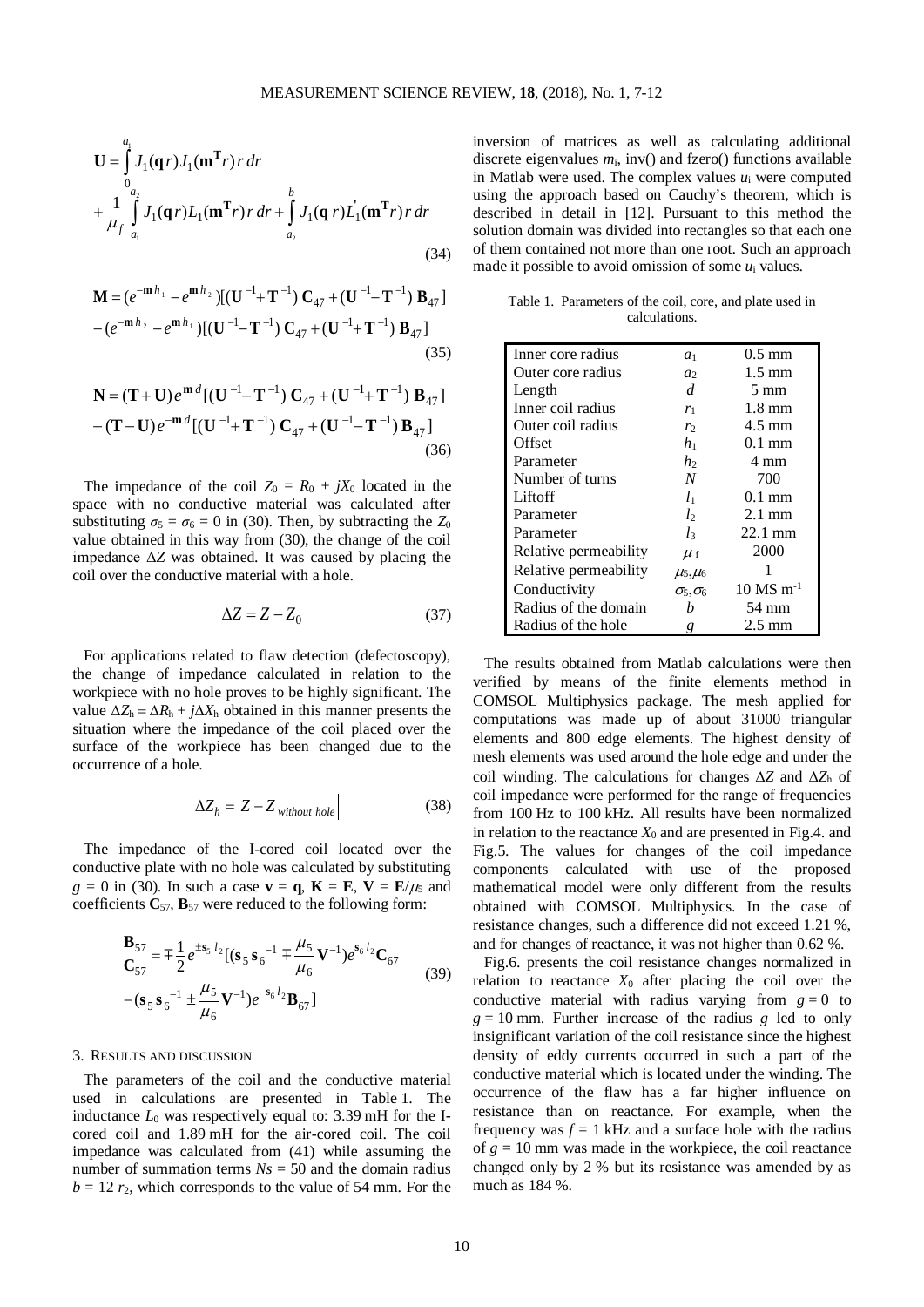$$\mathbf{U} = \int_{0}^{a_1} J_1(\mathbf{q}r) J_1(\mathbf{m}^{\mathbf{T}} r)\, r\, dr + \frac{1}{\mu_f} \int_{a_1}^{a_2} J_1(\mathbf{q}r) L_1(\mathbf{m}^{\mathbf{T}} r)\, r\, dr + \int_{a_2}^{b} J_1(\mathbf{q}\, r) L_1^{'}(\mathbf{m}^{\mathbf{T}} r)\, r\, dr \tag{34}$$

$$\mathbf{M} = (e^{-\mathbf{m}h_1} - e^{\mathbf{m}h_2})[(\mathbf{U}^{-1} + \mathbf{T}^{-1})\, \mathbf{C}_{47} + (\mathbf{U}^{-1} - \mathbf{T}^{-1})\, \mathbf{B}_{47}] - (e^{-\mathbf{m}h_2} - e^{\mathbf{m}h_1})[(\mathbf{U}^{-1} - \mathbf{T}^{-1})\, \mathbf{C}_{47} + (\mathbf{U}^{-1} + \mathbf{T}^{-1})\, \mathbf{B}_{47}] \tag{35}$$

$$\mathbf{N} = (\mathbf{T} + \mathbf{U})\, e^{\mathbf{m}d}[(\mathbf{U}^{-1} - \mathbf{T}^{-1})\, \mathbf{C}_{47} + (\mathbf{U}^{-1} + \mathbf{T}^{-1})\, \mathbf{B}_{47}] - (\mathbf{T} - \mathbf{U})\, e^{-\mathbf{m}d}[(\mathbf{U}^{-1} + \mathbf{T}^{-1})\, \mathbf{C}_{47} + (\mathbf{U}^{-1} - \mathbf{T}^{-1})\, \mathbf{B}_{47}] \tag{36}$$

The impedance of the coil $Z_0 = R_0 + jX_0$ located in the space with no conductive material was calculated after substituting $\sigma_5 = \sigma_6 = 0$ in (30). Then, by subtracting the $Z_0$ value obtained in this way from (30), the change of the coil impedance $\Delta Z$ was obtained. It was caused by placing the coil over the conductive material with a hole.

$$\Delta Z = Z - Z_0 \tag{37}$$

For applications related to flaw detection (defectoscopy), the change of impedance calculated in relation to the workpiece with no hole proves to be highly significant. The value $\Delta Z_h = \Delta R_h + j\Delta X_h$ obtained in this manner presents the situation where the impedance of the coil placed over the surface of the workpiece has been changed due to the occurrence of a hole.

$$\Delta Z_h = \left| Z - Z_{without\ hole} \right| \tag{38}$$

The impedance of the I-cored coil located over the conductive plate with no hole was calculated by substituting $g = 0$ in (30). In such a case $\mathbf{v} = \mathbf{q}$, $\mathbf{K} = \mathbf{E}$, $\mathbf{V} = \mathbf{E}/\mu_5$ and coefficients $\mathbf{C}_{57}$, $\mathbf{B}_{57}$ were reduced to the following form:

$$\begin{matrix}\mathbf{B}_{57} \\ \mathbf{C}_{57}\end{matrix} = \mp\frac{1}{2} e^{\pm \mathbf{s}_5 l_2}[(\mathbf{s}_5\, \mathbf{s}_6^{-1} \mp \frac{\mu_5}{\mu_6} \mathbf{V}^{-1}) e^{\mathbf{s}_6 l_2} \mathbf{C}_{67} - (\mathbf{s}_5\, \mathbf{s}_6^{-1} \pm \frac{\mu_5}{\mu_6} \mathbf{V}^{-1}) e^{-\mathbf{s}_6 l_2} \mathbf{B}_{67}] \tag{39}$$

## 3. Results and discussion

The parameters of the coil and the conductive material used in calculations are presented in Table 1. The inductance $L_0$ was respectively equal to: 3.39 mH for the I-cored coil and 1.89 mH for the air-cored coil. The coil impedance was calculated from (41) while assuming the number of summation terms $Ns = 50$ and the domain radius $b = 12\, r_2$, which corresponds to the value of 54 mm. For the inversion of matrices as well as calculating additional discrete eigenvalues $m_i$, inv() and fzero() functions available in Matlab were used. The complex values $u_i$ were computed using the approach based on Cauchy's theorem, which is described in detail in [12]. Pursuant to this method the solution domain was divided into rectangles so that each one of them contained not more than one root. Such an approach made it possible to avoid omission of some $u_i$ values.

Table 1. Parameters of the coil, core, and plate used in calculations.

| | | |
|---|---|---|
| Inner core radius | $a_1$ | 0.5 mm |
| Outer core radius | $a_2$ | 1.5 mm |
| Length | $d$ | 5 mm |
| Inner coil radius | $r_1$ | 1.8 mm |
| Outer coil radius | $r_2$ | 4.5 mm |
| Offset | $h_1$ | 0.1 mm |
| Parameter | $h_2$ | 4 mm |
| Number of turns | $N$ | 700 |
| Liftoff | $l_1$ | 0.1 mm |
| Parameter | $l_2$ | 2.1 mm |
| Parameter | $l_3$ | 22.1 mm |
| Relative permeability | $\mu_f$ | 2000 |
| Relative permeability | $\mu_5,\mu_6$ | 1 |
| Conductivity | $\sigma_5,\sigma_6$ | 10 MS m$^{-1}$ |
| Radius of the domain | $b$ | 54 mm |
| Radius of the hole | $g$ | 2.5 mm |

The results obtained from Matlab calculations were then verified by means of the finite elements method in COMSOL Multiphysics package. The mesh applied for computations was made up of about 31000 triangular elements and 800 edge elements. The highest density of mesh elements was used around the hole edge and under the coil winding. The calculations for changes $\Delta Z$ and $\Delta Z_h$ of coil impedance were performed for the range of frequencies from 100 Hz to 100 kHz. All results have been normalized in relation to the reactance $X_0$ and are presented in Fig.4. and Fig.5. The values for changes of the coil impedance components calculated with use of the proposed mathematical model were only different from the results obtained with COMSOL Multiphysics. In the case of resistance changes, such a difference did not exceed 1.21 %, and for changes of reactance, it was not higher than 0.62 %.

Fig.6. presents the coil resistance changes normalized in relation to reactance $X_0$ after placing the coil over the conductive material with radius varying from $g = 0$ to $g = 10$ mm. Further increase of the radius $g$ led to only insignificant variation of the coil resistance since the highest density of eddy currents occurred in such a part of the conductive material which is located under the winding. The occurrence of the flaw has a far higher influence on resistance than on reactance. For example, when the frequency was $f = 1$ kHz and a surface hole with the radius of $g = 10$ mm was made in the workpiece, the coil reactance changed only by 2 % but its resistance was amended by as much as 184 %.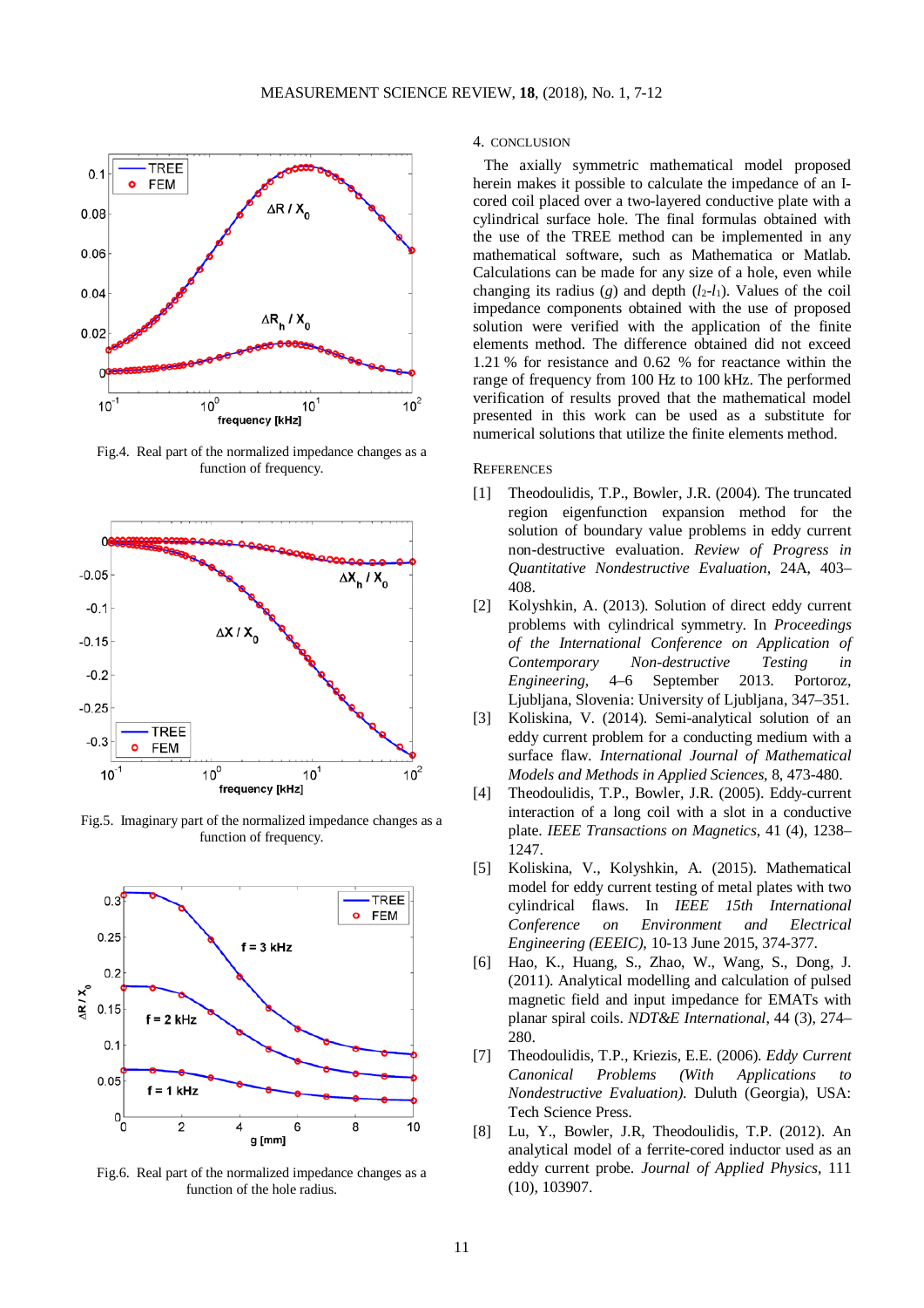Fig.4. Real part of the normalized impedance changes as a function of frequency.

Fig.5. Imaginary part of the normalized impedance changes as a function of frequency.

Fig.6. Real part of the normalized impedance changes as a function of the hole radius.

## 4. CONCLUSION

The axially symmetric mathematical model proposed herein makes it possible to calculate the impedance of an I-cored coil placed over a two-layered conductive plate with a cylindrical surface hole. The final formulas obtained with the use of the TREE method can be implemented in any mathematical software, such as Mathematica or Matlab. Calculations can be made for any size of a hole, even while changing its radius ($g$) and depth ($l_2$-$l_1$). Values of the coil impedance components obtained with the use of proposed solution were verified with the application of the finite elements method. The difference obtained did not exceed 1.21 % for resistance and 0.62 % for reactance within the range of frequency from 100 Hz to 100 kHz. The performed verification of results proved that the mathematical model presented in this work can be used as a substitute for numerical solutions that utilize the finite elements method.

## REFERENCES

[1] Theodoulidis, T.P., Bowler, J.R. (2004). The truncated region eigenfunction expansion method for the solution of boundary value problems in eddy current non-destructive evaluation. *Review of Progress in Quantitative Nondestructive Evaluation*, 24A, 403–408.

[2] Kolyshkin, A. (2013). Solution of direct eddy current problems with cylindrical symmetry. In *Proceedings of the International Conference on Application of Contemporary Non-destructive Testing in Engineering*, 4–6 September 2013. Portoroz, Ljubljana, Slovenia: University of Ljubljana, 347–351.

[3] Koliskina, V. (2014). Semi-analytical solution of an eddy current problem for a conducting medium with a surface flaw. *International Journal of Mathematical Models and Methods in Applied Sciences*, 8, 473-480.

[4] Theodoulidis, T.P., Bowler, J.R. (2005). Eddy-current interaction of a long coil with a slot in a conductive plate. *IEEE Transactions on Magnetics*, 41 (4), 1238–1247.

[5] Koliskina, V., Kolyshkin, A. (2015). Mathematical model for eddy current testing of metal plates with two cylindrical flaws. In *IEEE 15th International Conference on Environment and Electrical Engineering (EEEIC)*, 10-13 June 2015, 374-377.

[6] Hao, K., Huang, S., Zhao, W., Wang, S., Dong, J. (2011). Analytical modelling and calculation of pulsed magnetic field and input impedance for EMATs with planar spiral coils. *NDT&E International*, 44 (3), 274–280.

[7] Theodoulidis, T.P., Kriezis, E.E. (2006). *Eddy Current Canonical Problems (With Applications to Nondestructive Evaluation)*. Duluth (Georgia), USA: Tech Science Press.

[8] Lu, Y., Bowler, J.R, Theodoulidis, T.P. (2012). An analytical model of a ferrite-cored inductor used as an eddy current probe. *Journal of Applied Physics*, 111 (10), 103907.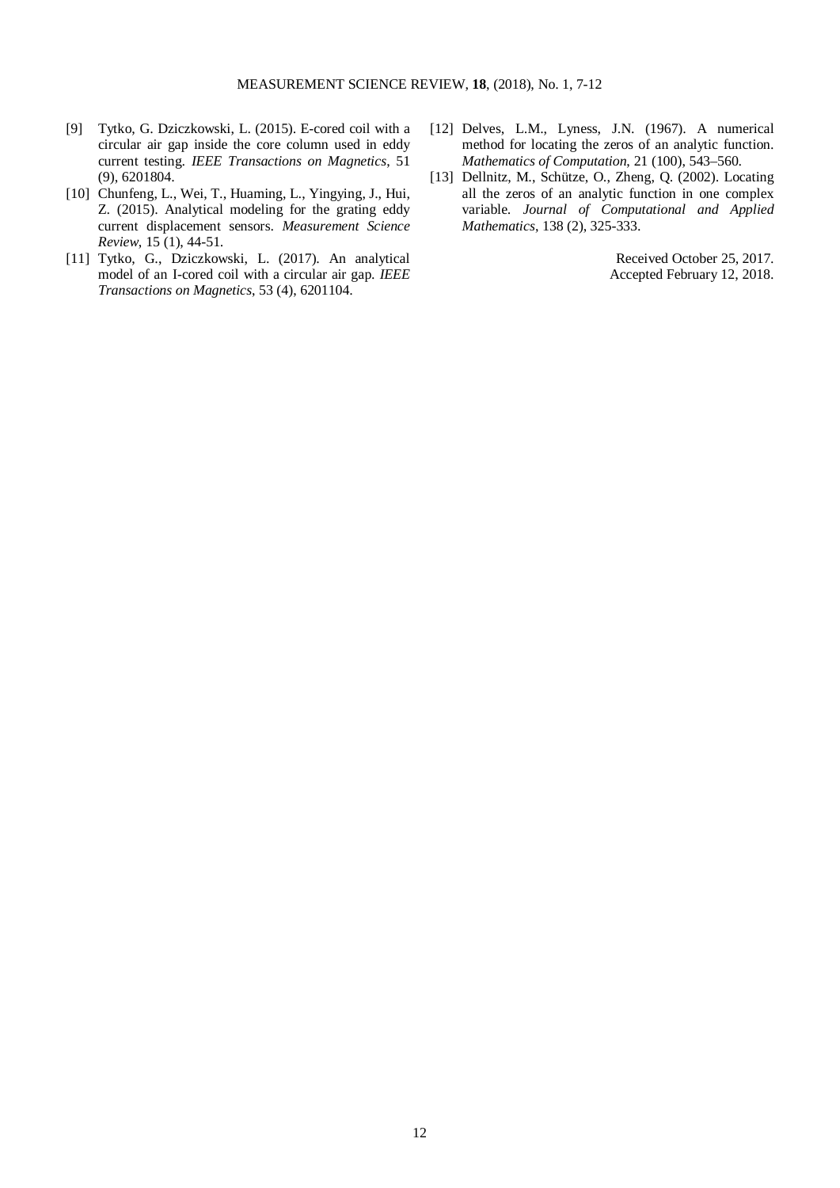[9] Tytko, G. Dziczkowski, L. (2015). E-cored coil with a circular air gap inside the core column used in eddy current testing. *IEEE Transactions on Magnetics*, 51 (9), 6201804.

[10] Chunfeng, L., Wei, T., Huaming, L., Yingying, J., Hui, Z. (2015). Analytical modeling for the grating eddy current displacement sensors. *Measurement Science Review*, 15 (1), 44-51.

[11] Tytko, G., Dziczkowski, L. (2017). An analytical model of an I-cored coil with a circular air gap. *IEEE Transactions on Magnetics*, 53 (4), 6201104.

[12] Delves, L.M., Lyness, J.N. (1967). A numerical method for locating the zeros of an analytic function. *Mathematics of Computation*, 21 (100), 543–560.

[13] Dellnitz, M., Schütze, O., Zheng, Q. (2002). Locating all the zeros of an analytic function in one complex variable. *Journal of Computational and Applied Mathematics*, 138 (2), 325-333.

Received October 25, 2017.
Accepted February 12, 2018.